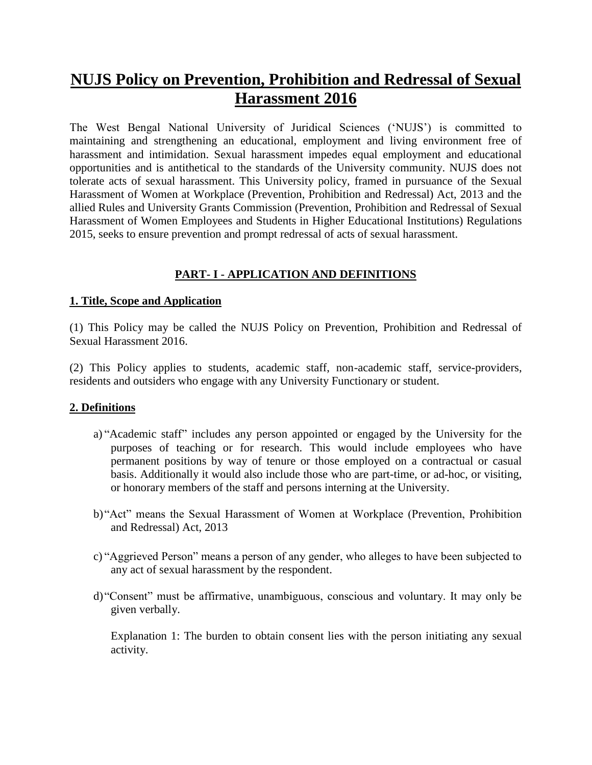# NUJS Policy on Prevention, Prohibition and Redressal of Sexual Harassment 2016

The West Bengal National University of Juridical Sciences ('NUJS') is committed to maintaining and strengthening an educational, employment and living environment free of harassment and intimidation. Sexual harassment impedes equal employment and educational opportunities and is antithetical to the standards of the University community. NUJS does not tolerate acts of sexual harassment. This University policy, framed in pursuance of the Sexual Harassment of Women at Workplace (Prevention, Prohibition and Redressal) Act, 2013 and the allied Rules and University Grants Commission (Prevention, Prohibition and Redressal of Sexual Harassment of Women Employees and Students in Higher Educational Institutions) Regulations 2015, seeks to ensure prevention and prompt redressal of acts of sexual harassment.

## PART- I - APPLICATION AND DEFINITIONS

### 1. Title, Scope and Application

(1) This Policy may be called the NUJS Policy on Prevention, Prohibition and Redressal of Sexual Harassment 2016.

(2) This Policy applies to students, academic staff, non-academic staff, service-providers, residents and outsiders who engage with any University Functionary or student.

### 2. Definitions

a) "Academic staff" includes any person appointed or engaged by the University for the purposes of teaching or for research. This would include employees who have permanent positions by way of tenure or those employed on a contractual or casual basis. Additionally it would also include those who are part-time, or ad-hoc, or visiting, or honorary members of the staff and persons interning at the University.

b) "Act" means the Sexual Harassment of Women at Workplace (Prevention, Prohibition and Redressal) Act, 2013

c) "Aggrieved Person" means a person of any gender, who alleges to have been subjected to any act of sexual harassment by the respondent.

d) "Consent" must be affirmative, unambiguous, conscious and voluntary. It may only be given verbally.

   Explanation 1: The burden to obtain consent lies with the person initiating any sexual activity.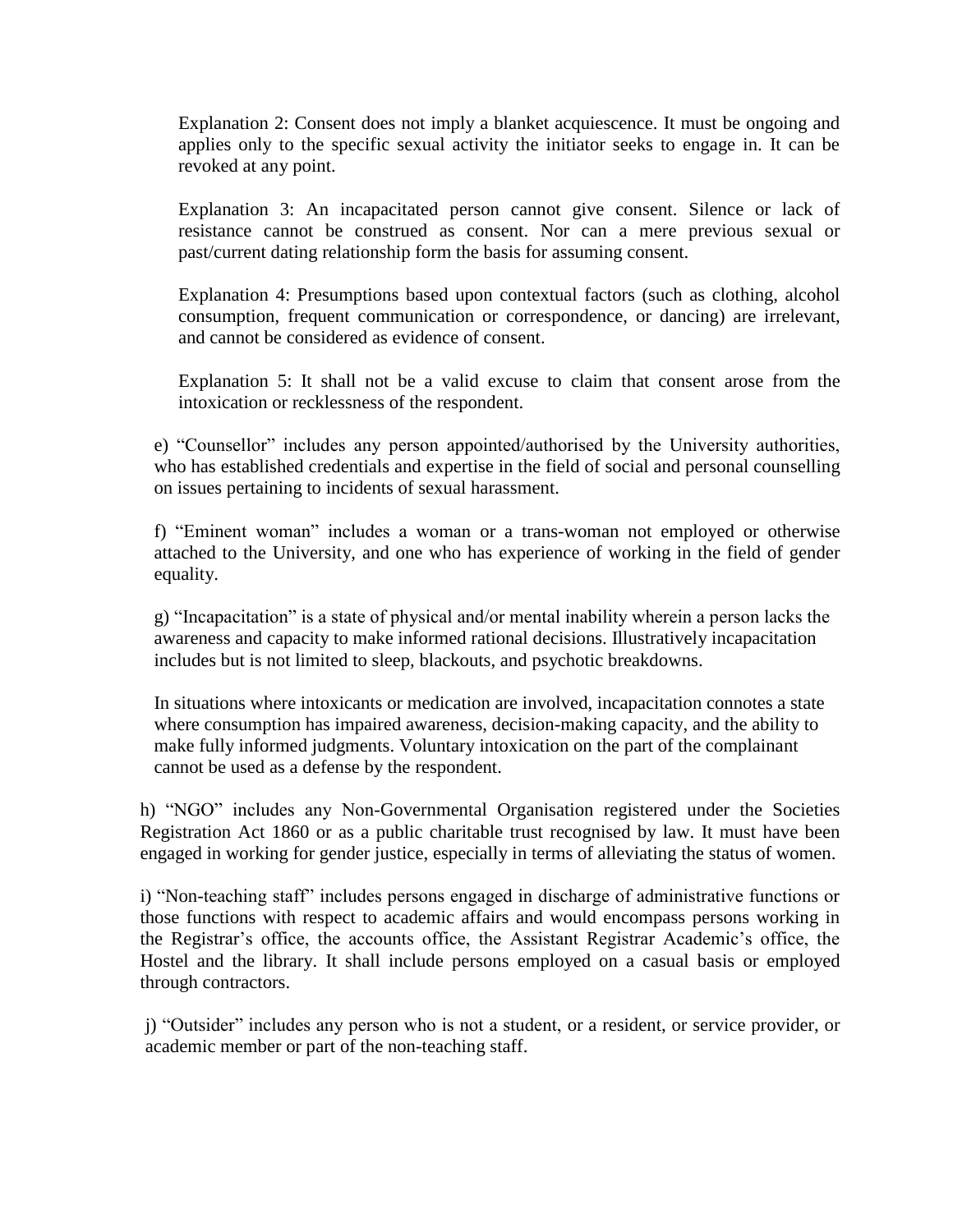Explanation 2: Consent does not imply a blanket acquiescence. It must be ongoing and applies only to the specific sexual activity the initiator seeks to engage in. It can be revoked at any point.

Explanation 3: An incapacitated person cannot give consent. Silence or lack of resistance cannot be construed as consent. Nor can a mere previous sexual or past/current dating relationship form the basis for assuming consent.

Explanation 4: Presumptions based upon contextual factors (such as clothing, alcohol consumption, frequent communication or correspondence, or dancing) are irrelevant, and cannot be considered as evidence of consent.

Explanation 5: It shall not be a valid excuse to claim that consent arose from the intoxication or recklessness of the respondent.

e) "Counsellor" includes any person appointed/authorised by the University authorities, who has established credentials and expertise in the field of social and personal counselling on issues pertaining to incidents of sexual harassment.

f) "Eminent woman" includes a woman or a trans-woman not employed or otherwise attached to the University, and one who has experience of working in the field of gender equality.

g) "Incapacitation" is a state of physical and/or mental inability wherein a person lacks the awareness and capacity to make informed rational decisions. Illustratively incapacitation includes but is not limited to sleep, blackouts, and psychotic breakdowns.

In situations where intoxicants or medication are involved, incapacitation connotes a state where consumption has impaired awareness, decision-making capacity, and the ability to make fully informed judgments. Voluntary intoxication on the part of the complainant cannot be used as a defense by the respondent.

h) "NGO" includes any Non-Governmental Organisation registered under the Societies Registration Act 1860 or as a public charitable trust recognised by law. It must have been engaged in working for gender justice, especially in terms of alleviating the status of women.

i) "Non-teaching staff" includes persons engaged in discharge of administrative functions or those functions with respect to academic affairs and would encompass persons working in the Registrar's office, the accounts office, the Assistant Registrar Academic's office, the Hostel and the library. It shall include persons employed on a casual basis or employed through contractors.

j) "Outsider" includes any person who is not a student, or a resident, or service provider, or academic member or part of the non-teaching staff.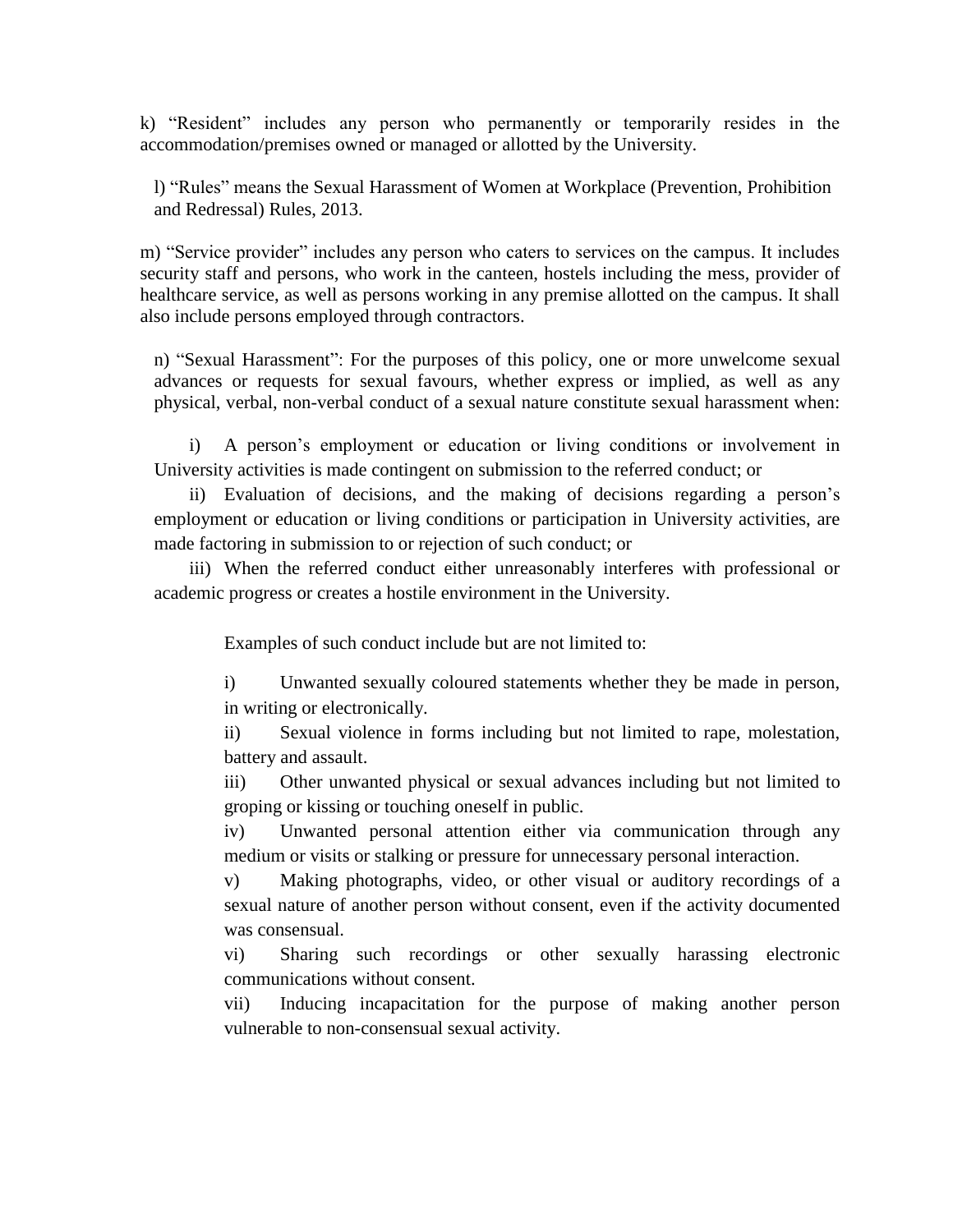k) “Resident” includes any person who permanently or temporarily resides in the accommodation/premises owned or managed or allotted by the University.

l) “Rules” means the Sexual Harassment of Women at Workplace (Prevention, Prohibition and Redressal) Rules, 2013.

m) “Service provider” includes any person who caters to services on the campus. It includes security staff and persons, who work in the canteen, hostels including the mess, provider of healthcare service, as well as persons working in any premise allotted on the campus. It shall also include persons employed through contractors.

n) “Sexual Harassment”: For the purposes of this policy, one or more unwelcome sexual advances or requests for sexual favours, whether express or implied, as well as any physical, verbal, non-verbal conduct of a sexual nature constitute sexual harassment when:

i) A person’s employment or education or living conditions or involvement in University activities is made contingent on submission to the referred conduct; or

ii) Evaluation of decisions, and the making of decisions regarding a person’s employment or education or living conditions or participation in University activities, are made factoring in submission to or rejection of such conduct; or

iii) When the referred conduct either unreasonably interferes with professional or academic progress or creates a hostile environment in the University.

Examples of such conduct include but are not limited to:

i) Unwanted sexually coloured statements whether they be made in person, in writing or electronically.

ii) Sexual violence in forms including but not limited to rape, molestation, battery and assault.

iii) Other unwanted physical or sexual advances including but not limited to groping or kissing or touching oneself in public.

iv) Unwanted personal attention either via communication through any medium or visits or stalking or pressure for unnecessary personal interaction.

v) Making photographs, video, or other visual or auditory recordings of a sexual nature of another person without consent, even if the activity documented was consensual.

vi) Sharing such recordings or other sexually harassing electronic communications without consent.

vii) Inducing incapacitation for the purpose of making another person vulnerable to non-consensual sexual activity.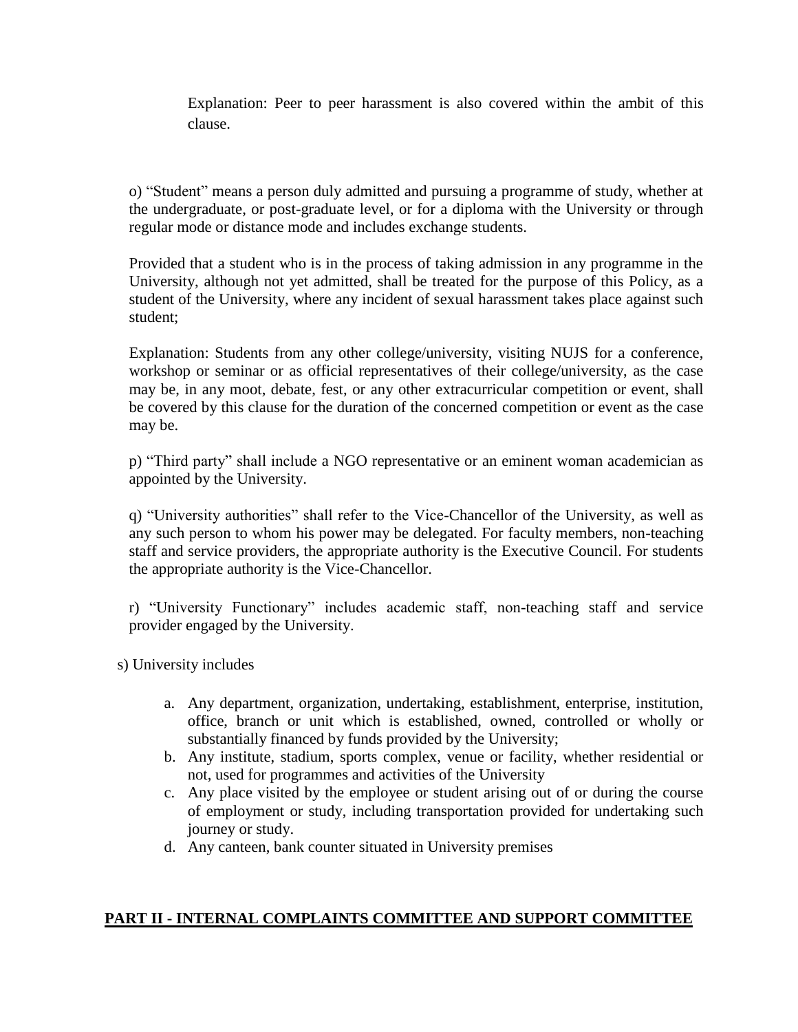Explanation: Peer to peer harassment is also covered within the ambit of this clause.

o) "Student" means a person duly admitted and pursuing a programme of study, whether at the undergraduate, or post-graduate level, or for a diploma with the University or through regular mode or distance mode and includes exchange students.

Provided that a student who is in the process of taking admission in any programme in the University, although not yet admitted, shall be treated for the purpose of this Policy, as a student of the University, where any incident of sexual harassment takes place against such student;

Explanation: Students from any other college/university, visiting NUJS for a conference, workshop or seminar or as official representatives of their college/university, as the case may be, in any moot, debate, fest, or any other extracurricular competition or event, shall be covered by this clause for the duration of the concerned competition or event as the case may be.

p) "Third party" shall include a NGO representative or an eminent woman academician as appointed by the University.

q) "University authorities" shall refer to the Vice-Chancellor of the University, as well as any such person to whom his power may be delegated. For faculty members, non-teaching staff and service providers, the appropriate authority is the Executive Council. For students the appropriate authority is the Vice-Chancellor.

r) "University Functionary" includes academic staff, non-teaching staff and service provider engaged by the University.

s) University includes

a. Any department, organization, undertaking, establishment, enterprise, institution, office, branch or unit which is established, owned, controlled or wholly or substantially financed by funds provided by the University;
b. Any institute, stadium, sports complex, venue or facility, whether residential or not, used for programmes and activities of the University
c. Any place visited by the employee or student arising out of or during the course of employment or study, including transportation provided for undertaking such journey or study.
d. Any canteen, bank counter situated in University premises

## PART II - INTERNAL COMPLAINTS COMMITTEE AND SUPPORT COMMITTEE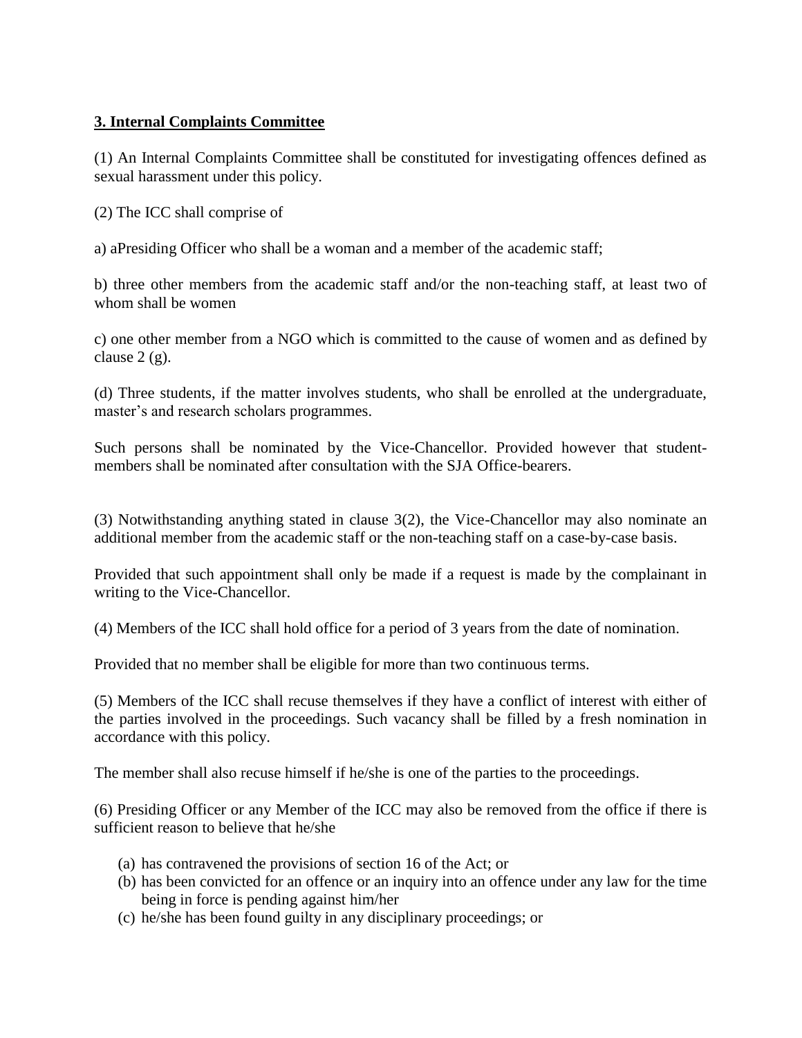**3. Internal Complaints Committee**

(1) An Internal Complaints Committee shall be constituted for investigating offences defined as sexual harassment under this policy.

(2) The ICC shall comprise of

a) aPresiding Officer who shall be a woman and a member of the academic staff;

b) three other members from the academic staff and/or the non-teaching staff, at least two of whom shall be women

c) one other member from a NGO which is committed to the cause of women and as defined by clause 2 (g).

(d) Three students, if the matter involves students, who shall be enrolled at the undergraduate, master's and research scholars programmes.

Such persons shall be nominated by the Vice-Chancellor. Provided however that student-members shall be nominated after consultation with the SJA Office-bearers.

(3) Notwithstanding anything stated in clause 3(2), the Vice-Chancellor may also nominate an additional member from the academic staff or the non-teaching staff on a case-by-case basis.

Provided that such appointment shall only be made if a request is made by the complainant in writing to the Vice-Chancellor.

(4) Members of the ICC shall hold office for a period of 3 years from the date of nomination.

Provided that no member shall be eligible for more than two continuous terms.

(5) Members of the ICC shall recuse themselves if they have a conflict of interest with either of the parties involved in the proceedings. Such vacancy shall be filled by a fresh nomination in accordance with this policy.

The member shall also recuse himself if he/she is one of the parties to the proceedings.

(6) Presiding Officer or any Member of the ICC may also be removed from the office if there is sufficient reason to believe that he/she

(a) has contravened the provisions of section 16 of the Act; or
(b) has been convicted for an offence or an inquiry into an offence under any law for the time being in force is pending against him/her
(c) he/she has been found guilty in any disciplinary proceedings; or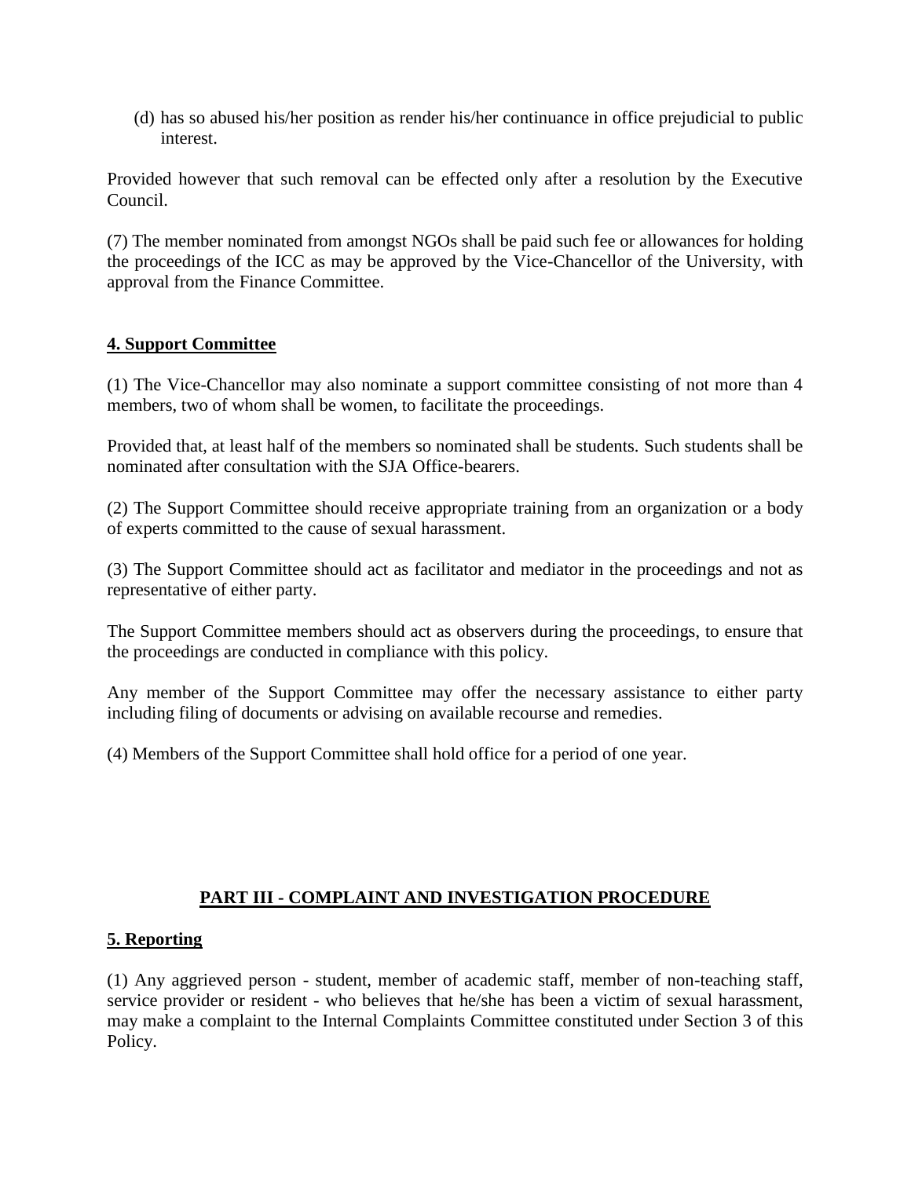(d) has so abused his/her position as render his/her continuance in office prejudicial to public interest.

Provided however that such removal can be effected only after a resolution by the Executive Council.

(7) The member nominated from amongst NGOs shall be paid such fee or allowances for holding the proceedings of the ICC as may be approved by the Vice-Chancellor of the University, with approval from the Finance Committee.

## 4. Support Committee

(1) The Vice-Chancellor may also nominate a support committee consisting of not more than 4 members, two of whom shall be women, to facilitate the proceedings.

Provided that, at least half of the members so nominated shall be students. Such students shall be nominated after consultation with the SJA Office-bearers.

(2) The Support Committee should receive appropriate training from an organization or a body of experts committed to the cause of sexual harassment.

(3) The Support Committee should act as facilitator and mediator in the proceedings and not as representative of either party.

The Support Committee members should act as observers during the proceedings, to ensure that the proceedings are conducted in compliance with this policy.

Any member of the Support Committee may offer the necessary assistance to either party including filing of documents or advising on available recourse and remedies.

(4) Members of the Support Committee shall hold office for a period of one year.

# PART III - COMPLAINT AND INVESTIGATION PROCEDURE

## 5. Reporting

(1) Any aggrieved person - student, member of academic staff, member of non-teaching staff, service provider or resident - who believes that he/she has been a victim of sexual harassment, may make a complaint to the Internal Complaints Committee constituted under Section 3 of this Policy.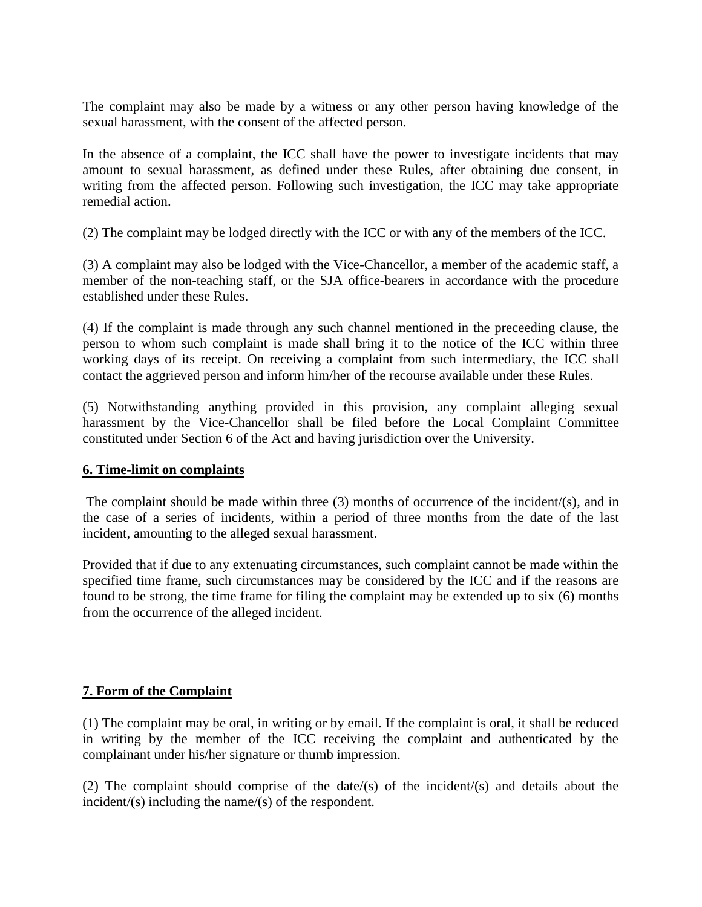The complaint may also be made by a witness or any other person having knowledge of the sexual harassment, with the consent of the affected person.

In the absence of a complaint, the ICC shall have the power to investigate incidents that may amount to sexual harassment, as defined under these Rules, after obtaining due consent, in writing from the affected person. Following such investigation, the ICC may take appropriate remedial action.

(2) The complaint may be lodged directly with the ICC or with any of the members of the ICC.

(3) A complaint may also be lodged with the Vice-Chancellor, a member of the academic staff, a member of the non-teaching staff, or the SJA office-bearers in accordance with the procedure established under these Rules.

(4) If the complaint is made through any such channel mentioned in the preceeding clause, the person to whom such complaint is made shall bring it to the notice of the ICC within three working days of its receipt. On receiving a complaint from such intermediary, the ICC shall contact the aggrieved person and inform him/her of the recourse available under these Rules.

(5) Notwithstanding anything provided in this provision, any complaint alleging sexual harassment by the Vice-Chancellor shall be filed before the Local Complaint Committee constituted under Section 6 of the Act and having jurisdiction over the University.

**6. Time-limit on complaints**

The complaint should be made within three (3) months of occurrence of the incident/(s), and in the case of a series of incidents, within a period of three months from the date of the last incident, amounting to the alleged sexual harassment.

Provided that if due to any extenuating circumstances, such complaint cannot be made within the specified time frame, such circumstances may be considered by the ICC and if the reasons are found to be strong, the time frame for filing the complaint may be extended up to six (6) months from the occurrence of the alleged incident.

**7. Form of the Complaint**

(1) The complaint may be oral, in writing or by email. If the complaint is oral, it shall be reduced in writing by the member of the ICC receiving the complaint and authenticated by the complainant under his/her signature or thumb impression.

(2) The complaint should comprise of the date/(s) of the incident/(s) and details about the incident/(s) including the name/(s) of the respondent.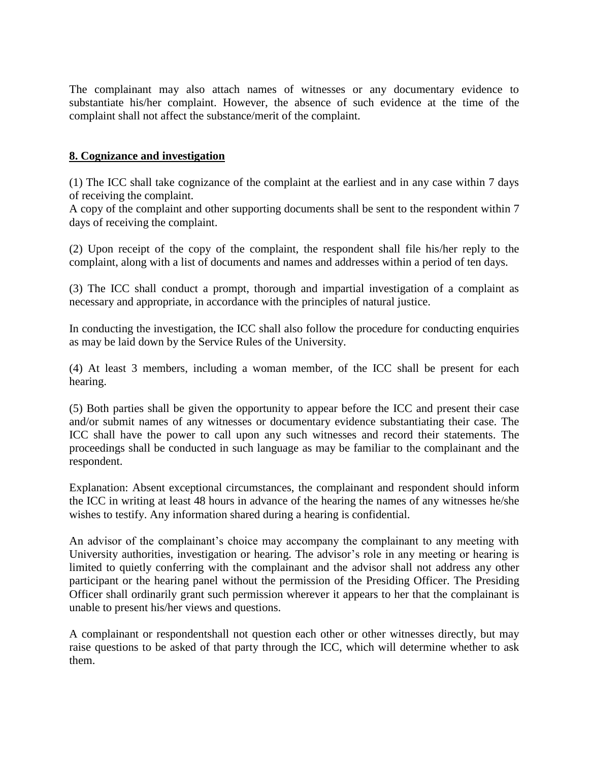The complainant may also attach names of witnesses or any documentary evidence to substantiate his/her complaint. However, the absence of such evidence at the time of the complaint shall not affect the substance/merit of the complaint.

## 8. Cognizance and investigation

(1) The ICC shall take cognizance of the complaint at the earliest and in any case within 7 days of receiving the complaint.
A copy of the complaint and other supporting documents shall be sent to the respondent within 7 days of receiving the complaint.

(2) Upon receipt of the copy of the complaint, the respondent shall file his/her reply to the complaint, along with a list of documents and names and addresses within a period of ten days.

(3) The ICC shall conduct a prompt, thorough and impartial investigation of a complaint as necessary and appropriate, in accordance with the principles of natural justice.

In conducting the investigation, the ICC shall also follow the procedure for conducting enquiries as may be laid down by the Service Rules of the University.

(4) At least 3 members, including a woman member, of the ICC shall be present for each hearing.

(5) Both parties shall be given the opportunity to appear before the ICC and present their case and/or submit names of any witnesses or documentary evidence substantiating their case. The ICC shall have the power to call upon any such witnesses and record their statements. The proceedings shall be conducted in such language as may be familiar to the complainant and the respondent.

Explanation: Absent exceptional circumstances, the complainant and respondent should inform the ICC in writing at least 48 hours in advance of the hearing the names of any witnesses he/she wishes to testify. Any information shared during a hearing is confidential.

An advisor of the complainant's choice may accompany the complainant to any meeting with University authorities, investigation or hearing. The advisor's role in any meeting or hearing is limited to quietly conferring with the complainant and the advisor shall not address any other participant or the hearing panel without the permission of the Presiding Officer. The Presiding Officer shall ordinarily grant such permission wherever it appears to her that the complainant is unable to present his/her views and questions.

A complainant or respondentshall not question each other or other witnesses directly, but may raise questions to be asked of that party through the ICC, which will determine whether to ask them.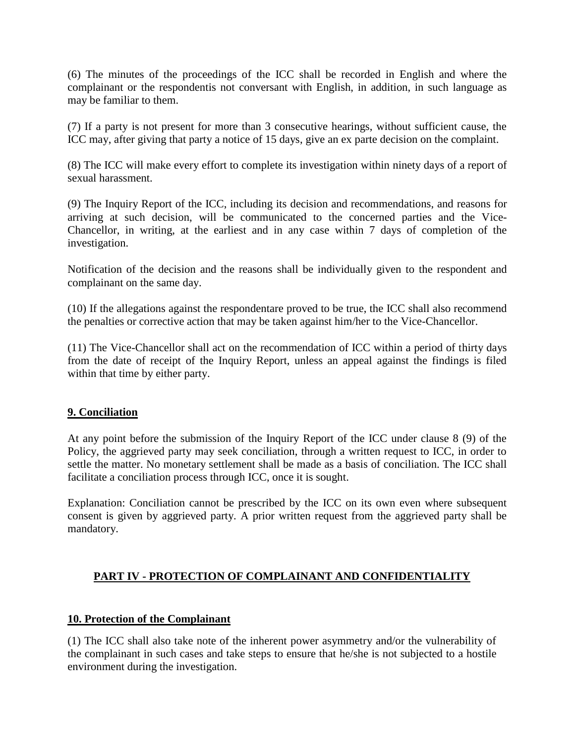(6) The minutes of the proceedings of the ICC shall be recorded in English and where the complainant or the respondentis not conversant with English, in addition, in such language as may be familiar to them.

(7) If a party is not present for more than 3 consecutive hearings, without sufficient cause, the ICC may, after giving that party a notice of 15 days, give an ex parte decision on the complaint.

(8) The ICC will make every effort to complete its investigation within ninety days of a report of sexual harassment.

(9) The Inquiry Report of the ICC, including its decision and recommendations, and reasons for arriving at such decision, will be communicated to the concerned parties and the Vice-Chancellor, in writing, at the earliest and in any case within 7 days of completion of the investigation.

Notification of the decision and the reasons shall be individually given to the respondent and complainant on the same day.

(10) If the allegations against the respondentare proved to be true, the ICC shall also recommend the penalties or corrective action that may be taken against him/her to the Vice-Chancellor.

(11) The Vice-Chancellor shall act on the recommendation of ICC within a period of thirty days from the date of receipt of the Inquiry Report, unless an appeal against the findings is filed within that time by either party.

### 9. Conciliation

At any point before the submission of the Inquiry Report of the ICC under clause 8 (9) of the Policy, the aggrieved party may seek conciliation, through a written request to ICC, in order to settle the matter. No monetary settlement shall be made as a basis of conciliation. The ICC shall facilitate a conciliation process through ICC, once it is sought.

Explanation: Conciliation cannot be prescribed by the ICC on its own even where subsequent consent is given by aggrieved party. A prior written request from the aggrieved party shall be mandatory.

## PART IV - PROTECTION OF COMPLAINANT AND CONFIDENTIALITY

### 10. Protection of the Complainant

(1) The ICC shall also take note of the inherent power asymmetry and/or the vulnerability of the complainant in such cases and take steps to ensure that he/she is not subjected to a hostile environment during the investigation.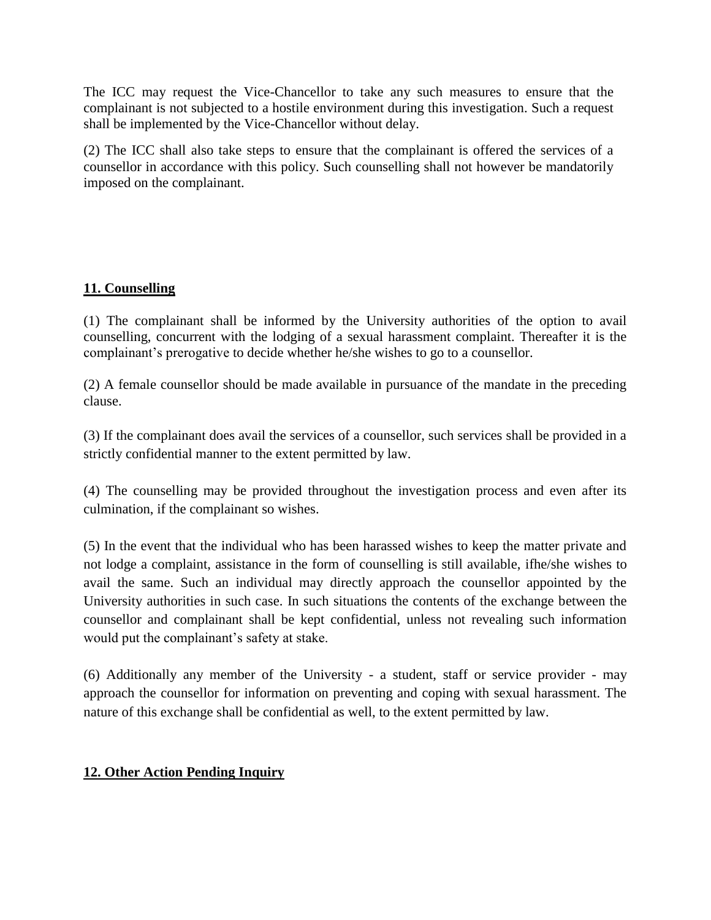The ICC may request the Vice-Chancellor to take any such measures to ensure that the complainant is not subjected to a hostile environment during this investigation. Such a request shall be implemented by the Vice-Chancellor without delay.

(2) The ICC shall also take steps to ensure that the complainant is offered the services of a counsellor in accordance with this policy. Such counselling shall not however be mandatorily imposed on the complainant.

## 11. Counselling

(1) The complainant shall be informed by the University authorities of the option to avail counselling, concurrent with the lodging of a sexual harassment complaint. Thereafter it is the complainant's prerogative to decide whether he/she wishes to go to a counsellor.

(2) A female counsellor should be made available in pursuance of the mandate in the preceding clause.

(3) If the complainant does avail the services of a counsellor, such services shall be provided in a strictly confidential manner to the extent permitted by law.

(4) The counselling may be provided throughout the investigation process and even after its culmination, if the complainant so wishes.

(5) In the event that the individual who has been harassed wishes to keep the matter private and not lodge a complaint, assistance in the form of counselling is still available, ifhe/she wishes to avail the same. Such an individual may directly approach the counsellor appointed by the University authorities in such case. In such situations the contents of the exchange between the counsellor and complainant shall be kept confidential, unless not revealing such information would put the complainant's safety at stake.

(6) Additionally any member of the University - a student, staff or service provider - may approach the counsellor for information on preventing and coping with sexual harassment. The nature of this exchange shall be confidential as well, to the extent permitted by law.

## 12. Other Action Pending Inquiry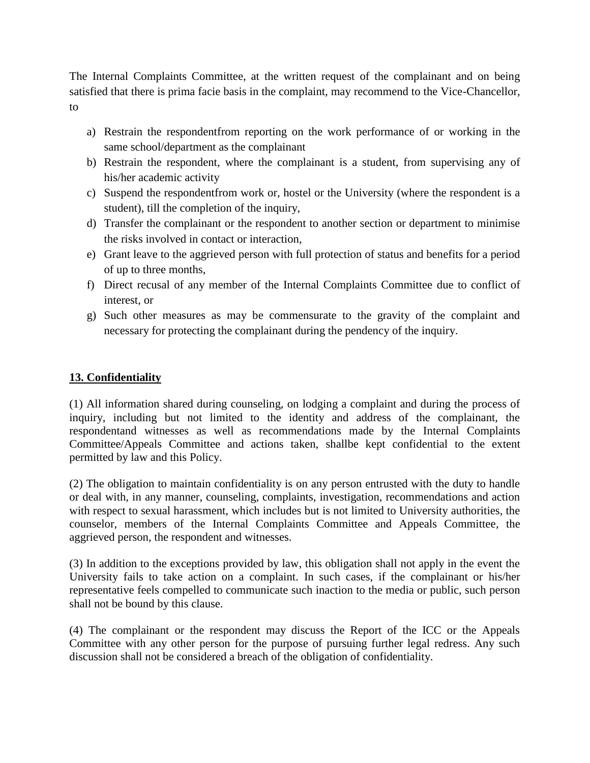The Internal Complaints Committee, at the written request of the complainant and on being satisfied that there is prima facie basis in the complaint, may recommend to the Vice-Chancellor, to

a) Restrain the respondentfrom reporting on the work performance of or working in the same school/department as the complainant
b) Restrain the respondent, where the complainant is a student, from supervising any of his/her academic activity
c) Suspend the respondentfrom work or, hostel or the University (where the respondent is a student), till the completion of the inquiry,
d) Transfer the complainant or the respondent to another section or department to minimise the risks involved in contact or interaction,
e) Grant leave to the aggrieved person with full protection of status and benefits for a period of up to three months,
f) Direct recusal of any member of the Internal Complaints Committee due to conflict of interest, or
g) Such other measures as may be commensurate to the gravity of the complaint and necessary for protecting the complainant during the pendency of the inquiry.

## 13. Confidentiality

(1) All information shared during counseling, on lodging a complaint and during the process of inquiry, including but not limited to the identity and address of the complainant, the respondentand witnesses as well as recommendations made by the Internal Complaints Committee/Appeals Committee and actions taken, shallbe kept confidential to the extent permitted by law and this Policy.

(2) The obligation to maintain confidentiality is on any person entrusted with the duty to handle or deal with, in any manner, counseling, complaints, investigation, recommendations and action with respect to sexual harassment, which includes but is not limited to University authorities, the counselor, members of the Internal Complaints Committee and Appeals Committee, the aggrieved person, the respondent and witnesses.

(3) In addition to the exceptions provided by law, this obligation shall not apply in the event the University fails to take action on a complaint. In such cases, if the complainant or his/her representative feels compelled to communicate such inaction to the media or public, such person shall not be bound by this clause.

(4) The complainant or the respondent may discuss the Report of the ICC or the Appeals Committee with any other person for the purpose of pursuing further legal redress. Any such discussion shall not be considered a breach of the obligation of confidentiality.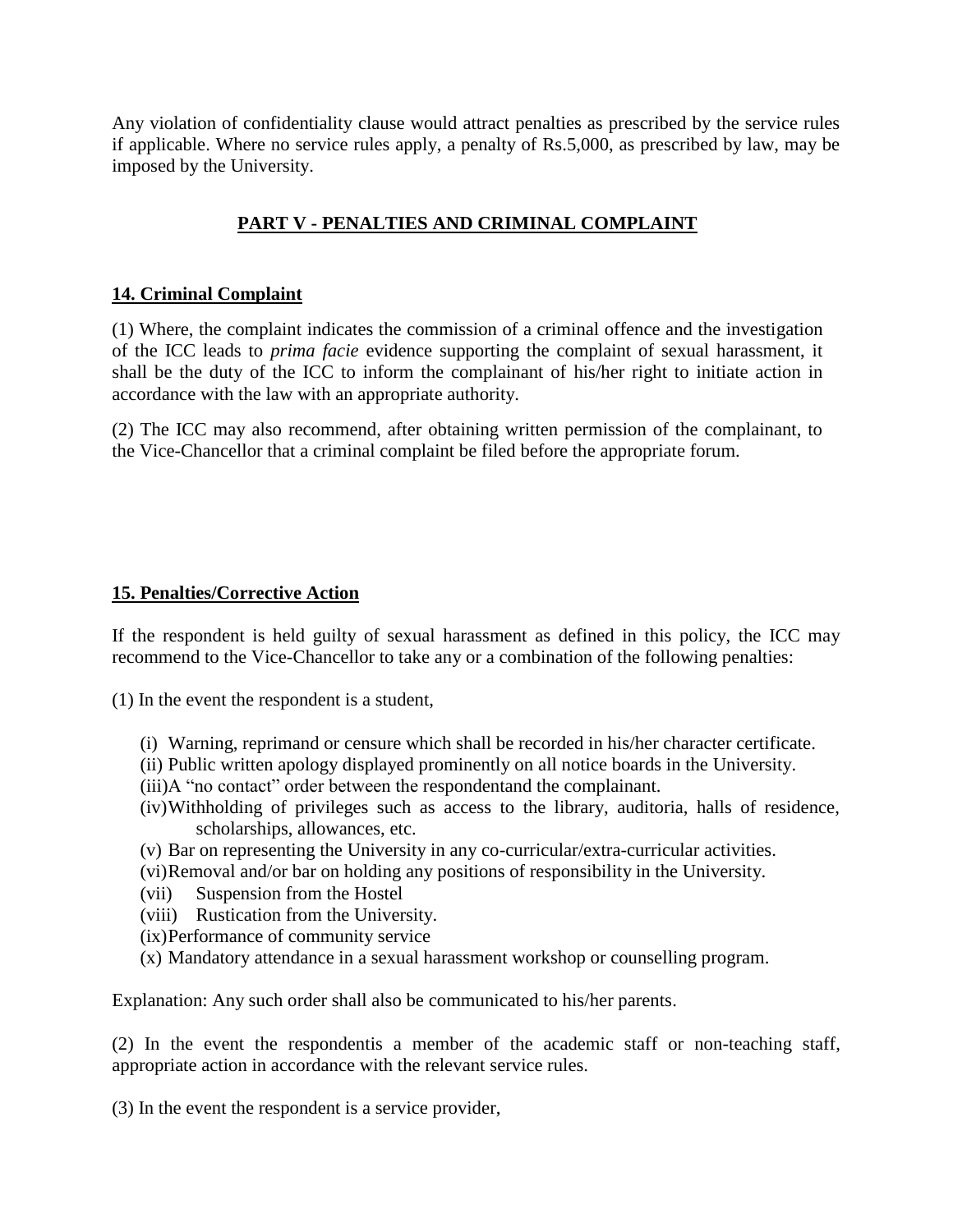Any violation of confidentiality clause would attract penalties as prescribed by the service rules if applicable. Where no service rules apply, a penalty of Rs.5,000, as prescribed by law, may be imposed by the University.

## PART V - PENALTIES AND CRIMINAL COMPLAINT

### 14. Criminal Complaint

(1) Where, the complaint indicates the commission of a criminal offence and the investigation of the ICC leads to *prima facie* evidence supporting the complaint of sexual harassment, it shall be the duty of the ICC to inform the complainant of his/her right to initiate action in accordance with the law with an appropriate authority.

(2) The ICC may also recommend, after obtaining written permission of the complainant, to the Vice-Chancellor that a criminal complaint be filed before the appropriate forum.

### 15. Penalties/Corrective Action

If the respondent is held guilty of sexual harassment as defined in this policy, the ICC may recommend to the Vice-Chancellor to take any or a combination of the following penalties:

(1) In the event the respondent is a student,

- (i) Warning, reprimand or censure which shall be recorded in his/her character certificate.
- (ii) Public written apology displayed prominently on all notice boards in the University.
- (iii) A "no contact" order between the respondentand the complainant.
- (iv) Withholding of privileges such as access to the library, auditoria, halls of residence, scholarships, allowances, etc.
- (v) Bar on representing the University in any co-curricular/extra-curricular activities.
- (vi) Removal and/or bar on holding any positions of responsibility in the University.
- (vii) Suspension from the Hostel
- (viii) Rustication from the University.
- (ix) Performance of community service
- (x) Mandatory attendance in a sexual harassment workshop or counselling program.

Explanation: Any such order shall also be communicated to his/her parents.

(2) In the event the respondentis a member of the academic staff or non-teaching staff, appropriate action in accordance with the relevant service rules.

(3) In the event the respondent is a service provider,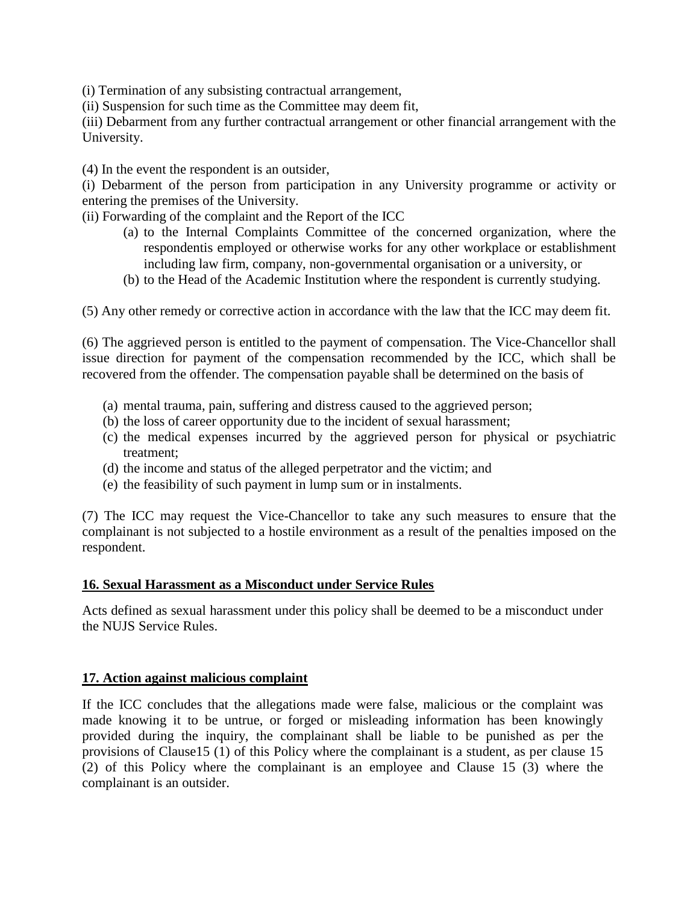(i) Termination of any subsisting contractual arrangement,

(ii) Suspension for such time as the Committee may deem fit,

(iii) Debarment from any further contractual arrangement or other financial arrangement with the University.

(4) In the event the respondent is an outsider,

(i) Debarment of the person from participation in any University programme or activity or entering the premises of the University.

(ii) Forwarding of the complaint and the Report of the ICC

  (a) to the Internal Complaints Committee of the concerned organization, where the respondentis employed or otherwise works for any other workplace or establishment including law firm, company, non-governmental organisation or a university, or
  (b) to the Head of the Academic Institution where the respondent is currently studying.

(5) Any other remedy or corrective action in accordance with the law that the ICC may deem fit.

(6) The aggrieved person is entitled to the payment of compensation. The Vice-Chancellor shall issue direction for payment of the compensation recommended by the ICC, which shall be recovered from the offender. The compensation payable shall be determined on the basis of

  (a) mental trauma, pain, suffering and distress caused to the aggrieved person;
  (b) the loss of career opportunity due to the incident of sexual harassment;
  (c) the medical expenses incurred by the aggrieved person for physical or psychiatric treatment;
  (d) the income and status of the alleged perpetrator and the victim; and
  (e) the feasibility of such payment in lump sum or in instalments.

(7) The ICC may request the Vice-Chancellor to take any such measures to ensure that the complainant is not subjected to a hostile environment as a result of the penalties imposed on the respondent.

## 16. Sexual Harassment as a Misconduct under Service Rules

Acts defined as sexual harassment under this policy shall be deemed to be a misconduct under the NUJS Service Rules.

## 17. Action against malicious complaint

If the ICC concludes that the allegations made were false, malicious or the complaint was made knowing it to be untrue, or forged or misleading information has been knowingly provided during the inquiry, the complainant shall be liable to be punished as per the provisions of Clause15 (1) of this Policy where the complainant is a student, as per clause 15 (2) of this Policy where the complainant is an employee and Clause 15 (3) where the complainant is an outsider.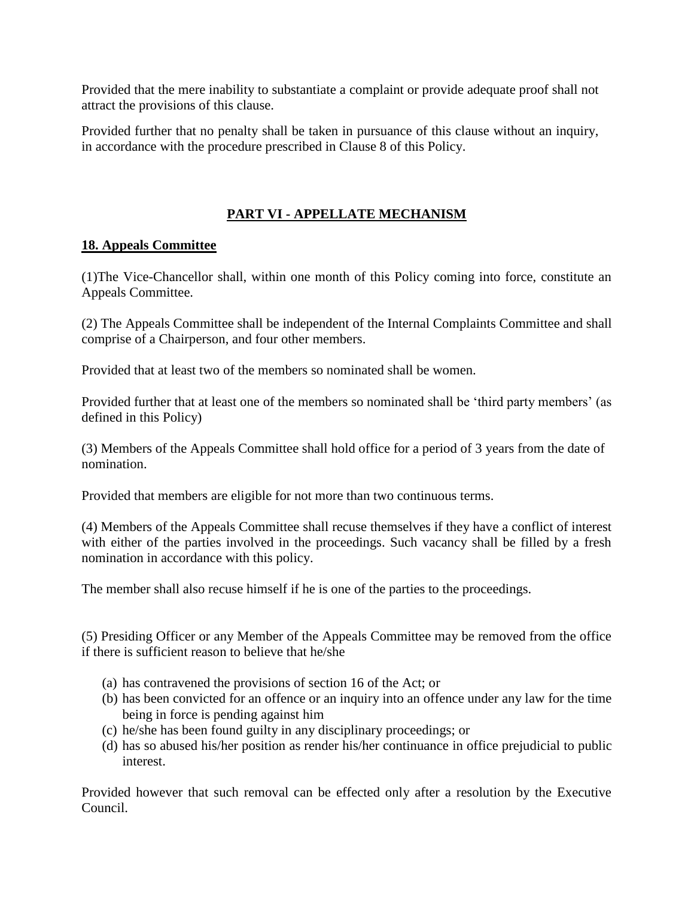Provided that the mere inability to substantiate a complaint or provide adequate proof shall not attract the provisions of this clause.

Provided further that no penalty shall be taken in pursuance of this clause without an inquiry, in accordance with the procedure prescribed in Clause 8 of this Policy.

## PART VI - APPELLATE MECHANISM

### 18. Appeals Committee

(1)The Vice-Chancellor shall, within one month of this Policy coming into force, constitute an Appeals Committee.

(2) The Appeals Committee shall be independent of the Internal Complaints Committee and shall comprise of a Chairperson, and four other members.

Provided that at least two of the members so nominated shall be women.

Provided further that at least one of the members so nominated shall be 'third party members' (as defined in this Policy)

(3) Members of the Appeals Committee shall hold office for a period of 3 years from the date of nomination.

Provided that members are eligible for not more than two continuous terms.

(4) Members of the Appeals Committee shall recuse themselves if they have a conflict of interest with either of the parties involved in the proceedings. Such vacancy shall be filled by a fresh nomination in accordance with this policy.

The member shall also recuse himself if he is one of the parties to the proceedings.

(5) Presiding Officer or any Member of the Appeals Committee may be removed from the office if there is sufficient reason to believe that he/she

(a) has contravened the provisions of section 16 of the Act; or
(b) has been convicted for an offence or an inquiry into an offence under any law for the time being in force is pending against him
(c) he/she has been found guilty in any disciplinary proceedings; or
(d) has so abused his/her position as render his/her continuance in office prejudicial to public interest.

Provided however that such removal can be effected only after a resolution by the Executive Council.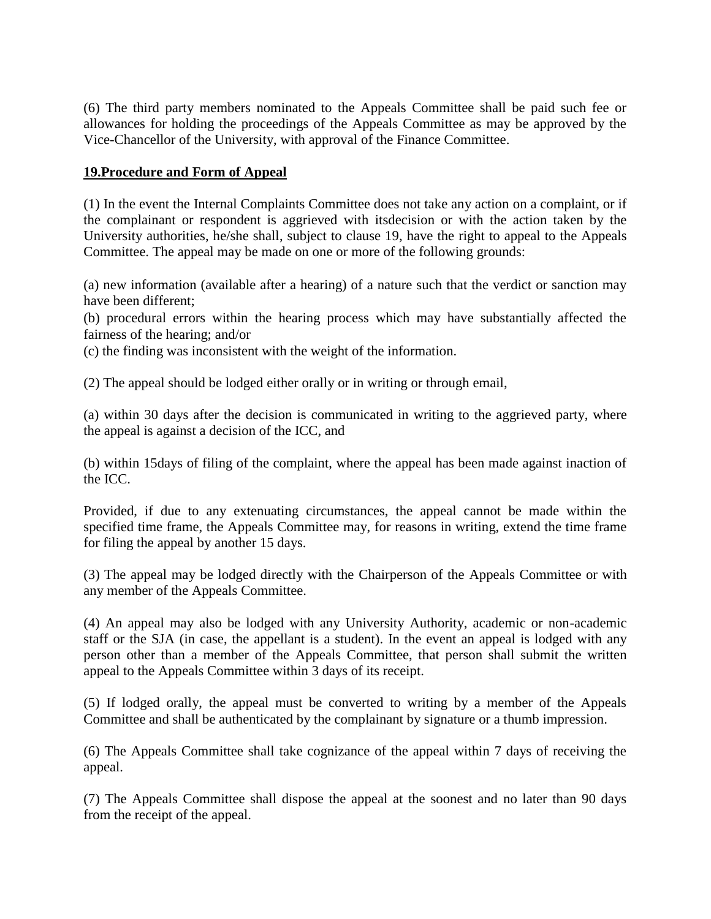(6) The third party members nominated to the Appeals Committee shall be paid such fee or allowances for holding the proceedings of the Appeals Committee as may be approved by the Vice-Chancellor of the University, with approval of the Finance Committee.

**19.Procedure and Form of Appeal**

(1) In the event the Internal Complaints Committee does not take any action on a complaint, or if the complainant or respondent is aggrieved with itsdecision or with the action taken by the University authorities, he/she shall, subject to clause 19, have the right to appeal to the Appeals Committee. The appeal may be made on one or more of the following grounds:

(a) new information (available after a hearing) of a nature such that the verdict or sanction may have been different;
(b) procedural errors within the hearing process which may have substantially affected the fairness of the hearing; and/or
(c) the finding was inconsistent with the weight of the information.

(2) The appeal should be lodged either orally or in writing or through email,

(a) within 30 days after the decision is communicated in writing to the aggrieved party, where the appeal is against a decision of the ICC, and

(b) within 15days of filing of the complaint, where the appeal has been made against inaction of the ICC.

Provided, if due to any extenuating circumstances, the appeal cannot be made within the specified time frame, the Appeals Committee may, for reasons in writing, extend the time frame for filing the appeal by another 15 days.

(3) The appeal may be lodged directly with the Chairperson of the Appeals Committee or with any member of the Appeals Committee.

(4) An appeal may also be lodged with any University Authority, academic or non-academic staff or the SJA (in case, the appellant is a student). In the event an appeal is lodged with any person other than a member of the Appeals Committee, that person shall submit the written appeal to the Appeals Committee within 3 days of its receipt.

(5) If lodged orally, the appeal must be converted to writing by a member of the Appeals Committee and shall be authenticated by the complainant by signature or a thumb impression.

(6) The Appeals Committee shall take cognizance of the appeal within 7 days of receiving the appeal.

(7) The Appeals Committee shall dispose the appeal at the soonest and no later than 90 days from the receipt of the appeal.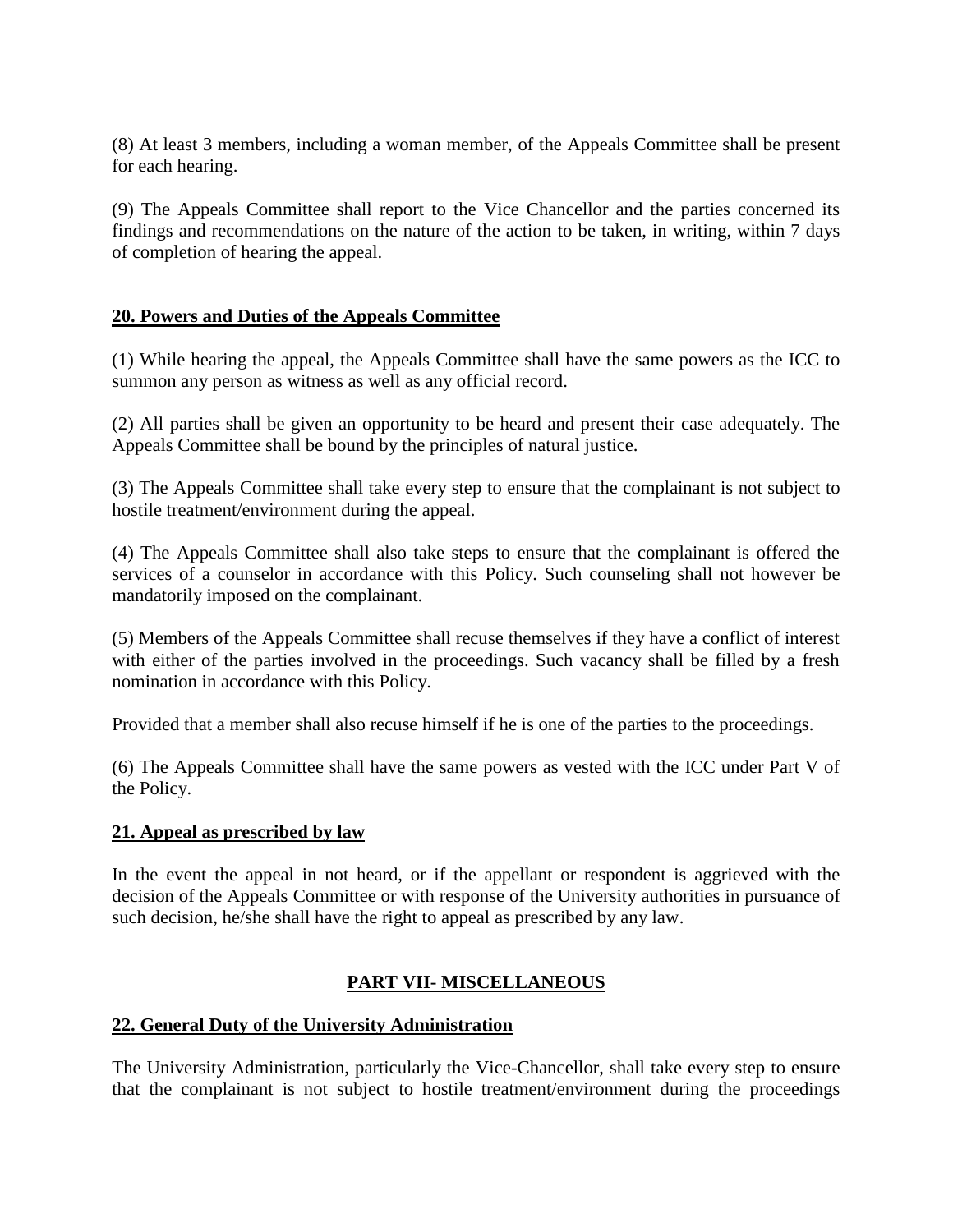(8) At least 3 members, including a woman member, of the Appeals Committee shall be present for each hearing.

(9) The Appeals Committee shall report to the Vice Chancellor and the parties concerned its findings and recommendations on the nature of the action to be taken, in writing, within 7 days of completion of hearing the appeal.

## 20. Powers and Duties of the Appeals Committee

(1) While hearing the appeal, the Appeals Committee shall have the same powers as the ICC to summon any person as witness as well as any official record.

(2) All parties shall be given an opportunity to be heard and present their case adequately. The Appeals Committee shall be bound by the principles of natural justice.

(3) The Appeals Committee shall take every step to ensure that the complainant is not subject to hostile treatment/environment during the appeal.

(4) The Appeals Committee shall also take steps to ensure that the complainant is offered the services of a counselor in accordance with this Policy. Such counseling shall not however be mandatorily imposed on the complainant.

(5) Members of the Appeals Committee shall recuse themselves if they have a conflict of interest with either of the parties involved in the proceedings. Such vacancy shall be filled by a fresh nomination in accordance with this Policy.

Provided that a member shall also recuse himself if he is one of the parties to the proceedings.

(6) The Appeals Committee shall have the same powers as vested with the ICC under Part V of the Policy.

## 21. Appeal as prescribed by law

In the event the appeal in not heard, or if the appellant or respondent is aggrieved with the decision of the Appeals Committee or with response of the University authorities in pursuance of such decision, he/she shall have the right to appeal as prescribed by any law.

# PART VII- MISCELLANEOUS

## 22. General Duty of the University Administration

The University Administration, particularly the Vice-Chancellor, shall take every step to ensure that the complainant is not subject to hostile treatment/environment during the proceedings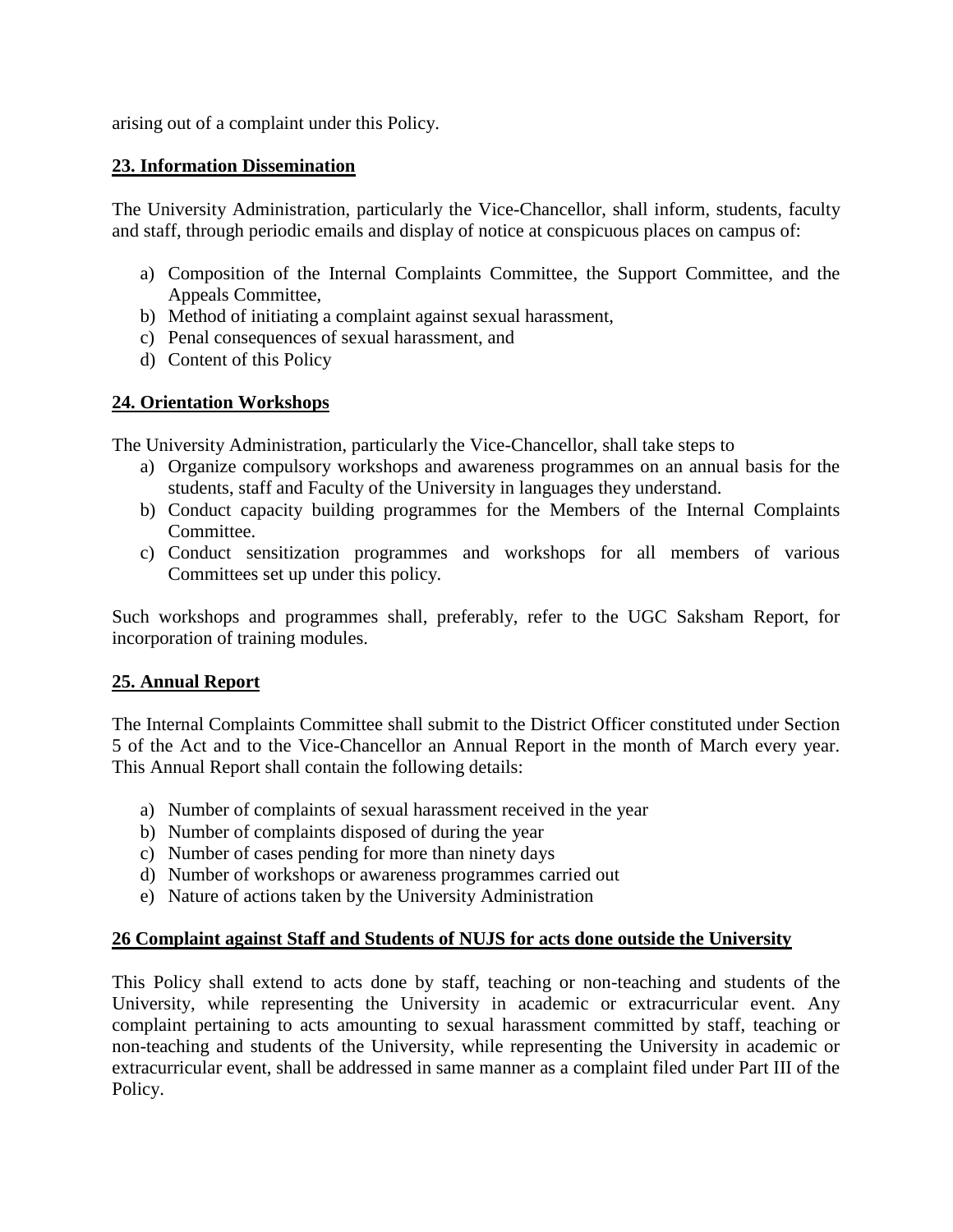arising out of a complaint under this Policy.

## 23. Information Dissemination

The University Administration, particularly the Vice-Chancellor, shall inform, students, faculty and staff, through periodic emails and display of notice at conspicuous places on campus of:

a) Composition of the Internal Complaints Committee, the Support Committee, and the Appeals Committee,
b) Method of initiating a complaint against sexual harassment,
c) Penal consequences of sexual harassment, and
d) Content of this Policy

## 24. Orientation Workshops

The University Administration, particularly the Vice-Chancellor, shall take steps to

a) Organize compulsory workshops and awareness programmes on an annual basis for the students, staff and Faculty of the University in languages they understand.
b) Conduct capacity building programmes for the Members of the Internal Complaints Committee.
c) Conduct sensitization programmes and workshops for all members of various Committees set up under this policy.

Such workshops and programmes shall, preferably, refer to the UGC Saksham Report, for incorporation of training modules.

## 25. Annual Report

The Internal Complaints Committee shall submit to the District Officer constituted under Section 5 of the Act and to the Vice-Chancellor an Annual Report in the month of March every year. This Annual Report shall contain the following details:

a) Number of complaints of sexual harassment received in the year
b) Number of complaints disposed of during the year
c) Number of cases pending for more than ninety days
d) Number of workshops or awareness programmes carried out
e) Nature of actions taken by the University Administration

## 26 Complaint against Staff and Students of NUJS for acts done outside the University

This Policy shall extend to acts done by staff, teaching or non-teaching and students of the University, while representing the University in academic or extracurricular event. Any complaint pertaining to acts amounting to sexual harassment committed by staff, teaching or non-teaching and students of the University, while representing the University in academic or extracurricular event, shall be addressed in same manner as a complaint filed under Part III of the Policy.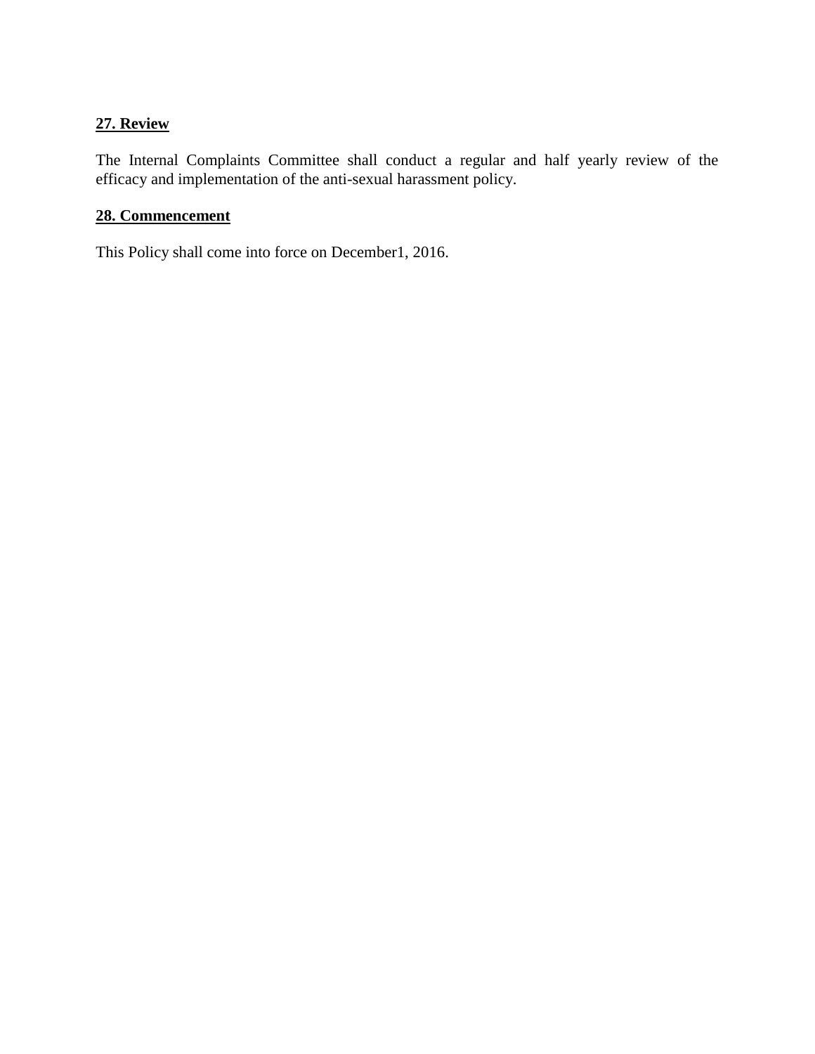**27. Review**

The Internal Complaints Committee shall conduct a regular and half yearly review of the efficacy and implementation of the anti-sexual harassment policy.

**28. Commencement**

This Policy shall come into force on December1, 2016.